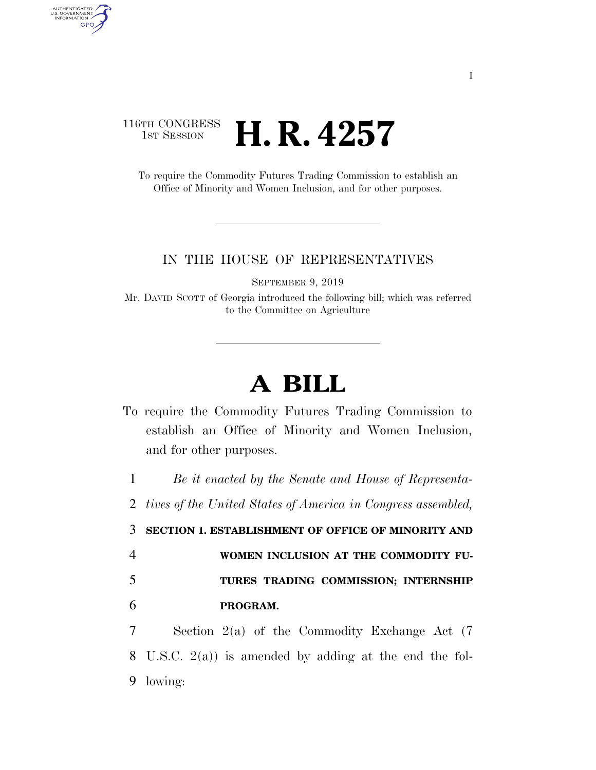116TH CONGRESS
1ST SESSION

# H. R. 4257

To require the Commodity Futures Trading Commission to establish an Office of Minority and Women Inclusion, and for other purposes.

IN THE HOUSE OF REPRESENTATIVES

SEPTEMBER 9, 2019

Mr. DAVID SCOTT of Georgia introduced the following bill; which was referred to the Committee on Agriculture

# A BILL

To require the Commodity Futures Trading Commission to establish an Office of Minority and Women Inclusion, and for other purposes.

*Be it enacted by the Senate and House of Representatives of the United States of America in Congress assembled,*

**SECTION 1. ESTABLISHMENT OF OFFICE OF MINORITY AND WOMEN INCLUSION AT THE COMMODITY FUTURES TRADING COMMISSION; INTERNSHIP PROGRAM.**

Section 2(a) of the Commodity Exchange Act (7 U.S.C. 2(a)) is amended by adding at the end the following: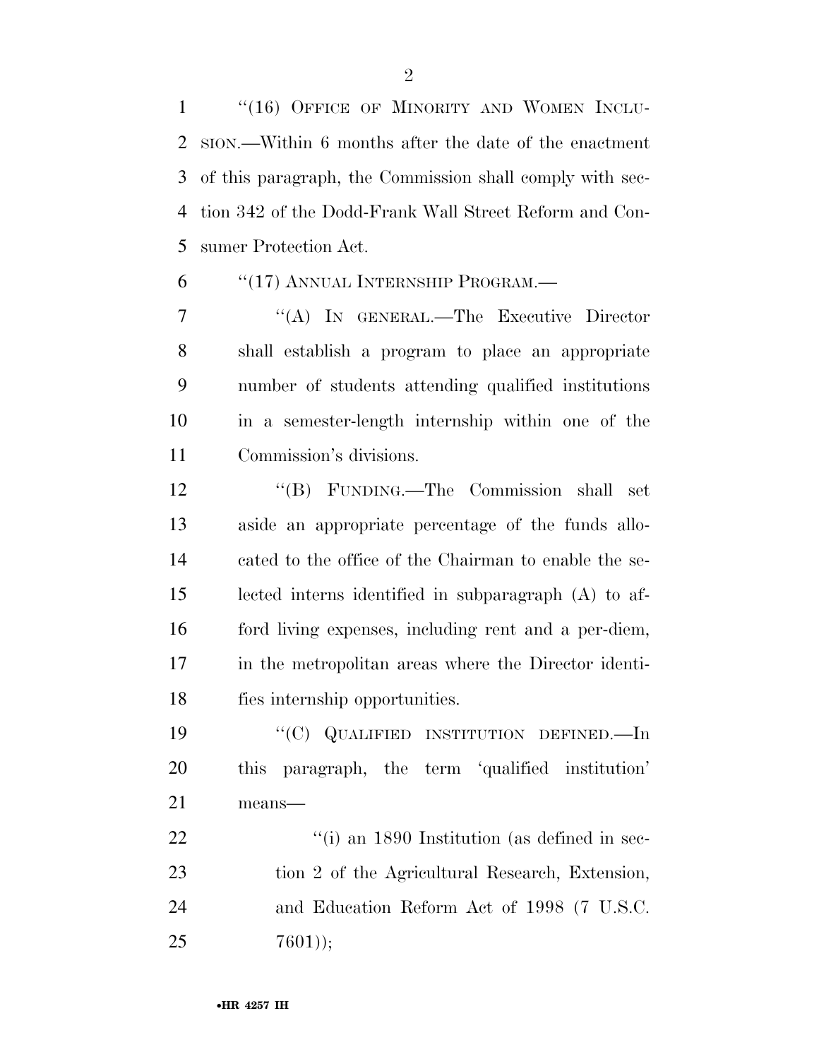"(16) OFFICE OF MINORITY AND WOMEN INCLUSION.—Within 6 months after the date of the enactment of this paragraph, the Commission shall comply with section 342 of the Dodd-Frank Wall Street Reform and Consumer Protection Act.

"(17) ANNUAL INTERNSHIP PROGRAM.—

"(A) IN GENERAL.—The Executive Director shall establish a program to place an appropriate number of students attending qualified institutions in a semester-length internship within one of the Commission's divisions.

"(B) FUNDING.—The Commission shall set aside an appropriate percentage of the funds allocated to the office of the Chairman to enable the selected interns identified in subparagraph (A) to afford living expenses, including rent and a per-diem, in the metropolitan areas where the Director identifies internship opportunities.

"(C) QUALIFIED INSTITUTION DEFINED.—In this paragraph, the term 'qualified institution' means—

"(i) an 1890 Institution (as defined in section 2 of the Agricultural Research, Extension, and Education Reform Act of 1998 (7 U.S.C. 7601));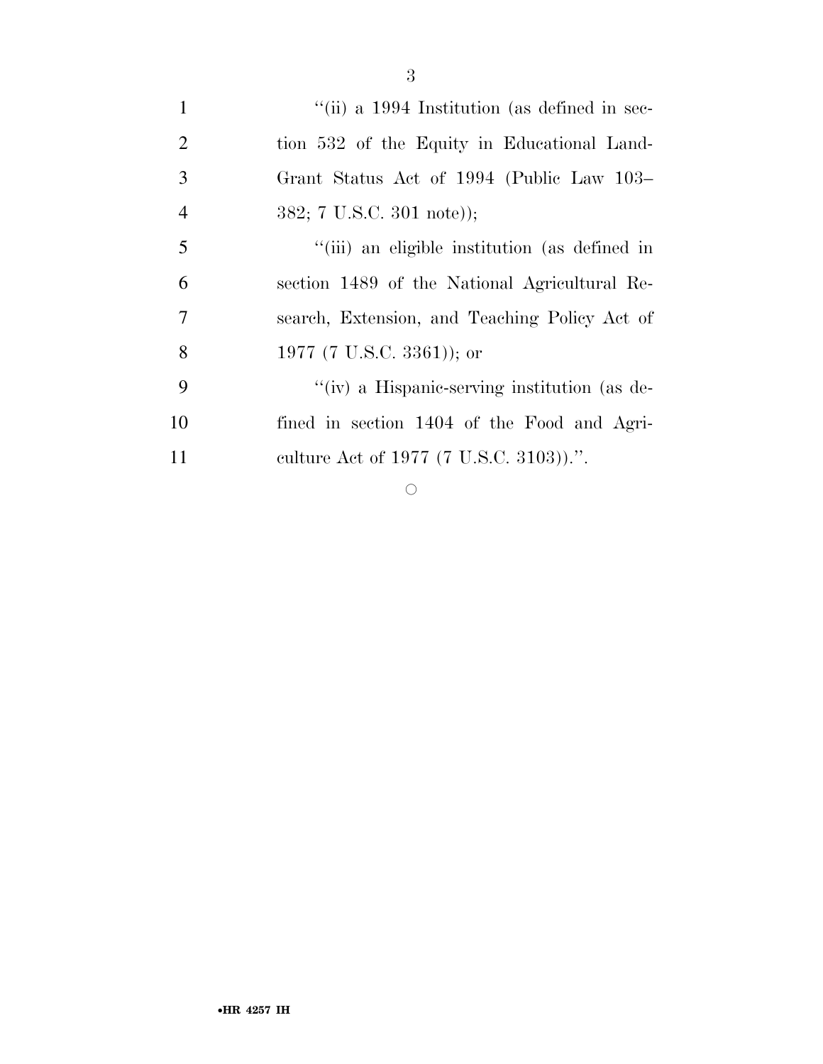''(ii) a 1994 Institution (as defined in section 532 of the Equity in Educational Land-Grant Status Act of 1994 (Public Law 103–382; 7 U.S.C. 301 note));

''(iii) an eligible institution (as defined in section 1489 of the National Agricultural Research, Extension, and Teaching Policy Act of 1977 (7 U.S.C. 3361)); or

''(iv) a Hispanic-serving institution (as defined in section 1404 of the Food and Agriculture Act of 1977 (7 U.S.C. 3103)).''.

○